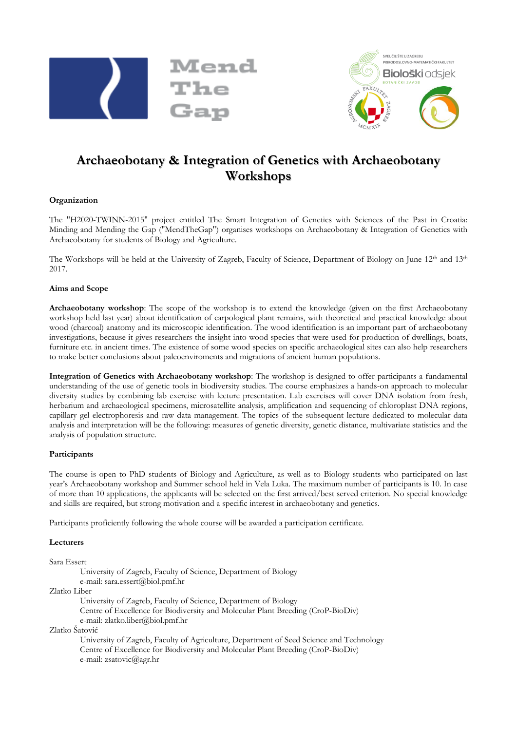# Archaeobotany & Integration of Genetics with Archaeobotany Workshops

**Organization**

The "H2020-TWINN-2015" project entitled The Smart Integration of Genetics with Sciences of the Past in Croatia: Minding and Mending the Gap ("MendTheGap") organises workshops on Archaeobotany & Integration of Genetics with Archaeobotany for students of Biology and Agriculture.

The Workshops will be held at the University of Zagreb, Faculty of Science, Department of Biology on June 12th and 13th 2017.

**Aims and Scope**

**Archaeobotany workshop**: The scope of the workshop is to extend the knowledge (given on the first Archaeobotany workshop held last year) about identification of carpological plant remains, with theoretical and practical knowledge about wood (charcoal) anatomy and its microscopic identification. The wood identification is an important part of archaeobotany investigations, because it gives researchers the insight into wood species that were used for production of dwellings, boats, furniture etc. in ancient times. The existence of some wood species on specific archaeological sites can also help researchers to make better conclusions about paleoenviroments and migrations of ancient human populations.

**Integration of Genetics with Archaeobotany workshop**: The workshop is designed to offer participants a fundamental understanding of the use of genetic tools in biodiversity studies. The course emphasizes a hands-on approach to molecular diversity studies by combining lab exercise with lecture presentation. Lab exercises will cover DNA isolation from fresh, herbarium and archaeological specimens, microsatellite analysis, amplification and sequencing of chloroplast DNA regions, capillary gel electrophoresis and raw data management. The topics of the subsequent lecture dedicated to molecular data analysis and interpretation will be the following: measures of genetic diversity, genetic distance, multivariate statistics and the analysis of population structure.

**Participants**

The course is open to PhD students of Biology and Agriculture, as well as to Biology students who participated on last year's Archaeobotany workshop and Summer school held in Vela Luka. The maximum number of participants is 10. In case of more than 10 applications, the applicants will be selected on the first arrived/best served criterion. No special knowledge and skills are required, but strong motivation and a specific interest in archaeobotany and genetics.

Participants proficiently following the whole course will be awarded a participation certificate.

**Lecturers**

Sara Essert
: University of Zagreb, Faculty of Science, Department of Biology
: e-mail: sara.essert@biol.pmf.hr

Zlatko Liber
: University of Zagreb, Faculty of Science, Department of Biology
: Centre of Excellence for Biodiversity and Molecular Plant Breeding (CroP-BioDiv)
: e-mail: zlatko.liber@biol.pmf.hr

Zlatko Šatović
: University of Zagreb, Faculty of Agriculture, Department of Seed Science and Technology
: Centre of Excellence for Biodiversity and Molecular Plant Breeding (CroP-BioDiv)
: e-mail: zsatovic@agr.hr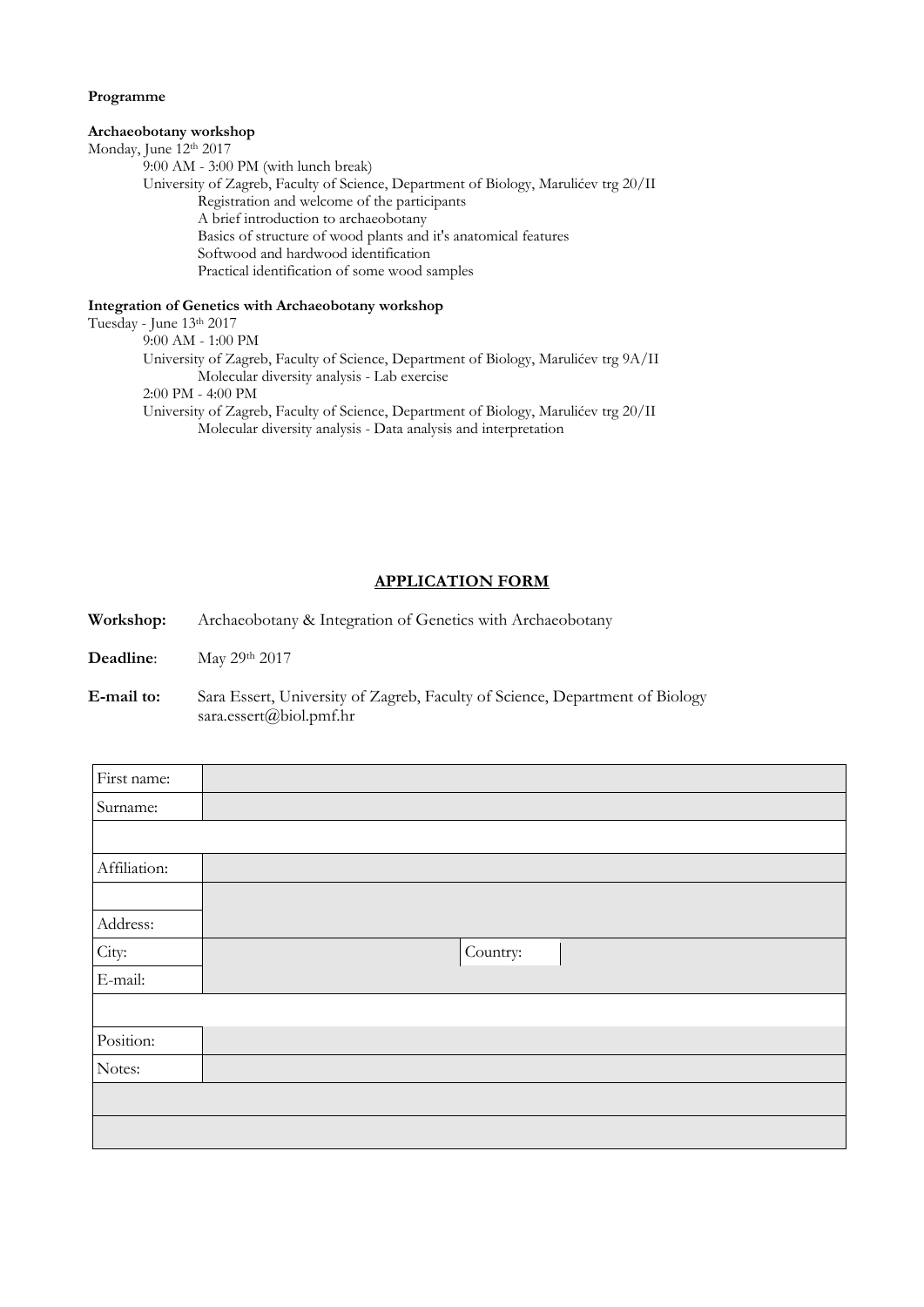**Programme**

**Archaeobotany workshop**

Monday, June 12th 2017

9:00 AM - 3:00 PM (with lunch break)

University of Zagreb, Faculty of Science, Department of Biology, Marulićev trg 20/II

- Registration and welcome of the participants
- A brief introduction to archaeobotany
- Basics of structure of wood plants and it's anatomical features
- Softwood and hardwood identification
- Practical identification of some wood samples

**Integration of Genetics with Archaeobotany workshop**

Tuesday - June 13th 2017

9:00 AM - 1:00 PM

University of Zagreb, Faculty of Science, Department of Biology, Marulićev 9A/II

- Molecular diversity analysis - Lab exercise

2:00 PM - 4:00 PM

University of Zagreb, Faculty of Science, Department of Biology, Marulićev trg 20/II

- Molecular diversity analysis - Data analysis and interpretation

## APPLICATION FORM

**Workshop:** Archaeobotany & Integration of Genetics with Archaeobotany

**Deadline**: May 29th 2017

**E-mail to:** Sara Essert, University of Zagreb, Faculty of Science, Department of Biology
sara.essert@biol.pmf.hr

| | | | |
|---|---|---|---|
| First name: | | | |
| Surname: | | | |
| | | | |
| Affiliation: | | | |
| | | | |
| Address: | | | |
| City: | | Country: | |
| E-mail: | | | |
| | | | |
| Position: | | | |
| Notes: | | | |
| | | | |
| | | | |